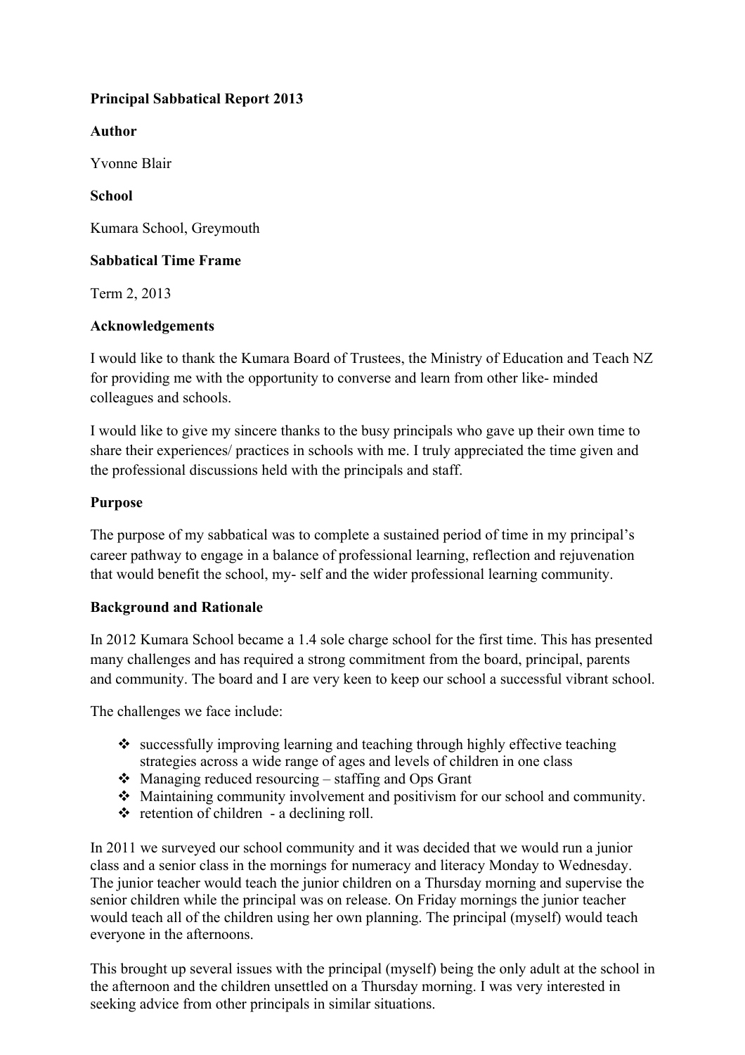**Principal Sabbatical Report 2013**

**Author**

Yvonne Blair

**School**

Kumara School, Greymouth

**Sabbatical Time Frame**

Term 2, 2013

**Acknowledgements**

I would like to thank the Kumara Board of Trustees, the Ministry of Education and Teach NZ for providing me with the opportunity to converse and learn from other like- minded colleagues and schools.

I would like to give my sincere thanks to the busy principals who gave up their own time to share their experiences/ practices in schools with me. I truly appreciated the time given and the professional discussions held with the principals and staff.

**Purpose**

The purpose of my sabbatical was to complete a sustained period of time in my principal's career pathway to engage in a balance of professional learning, reflection and rejuvenation that would benefit the school, my- self and the wider professional learning community.

**Background and Rationale**

In 2012 Kumara School became a 1.4 sole charge school for the first time. This has presented many challenges and has required a strong commitment from the board, principal, parents and community. The board and I are very keen to keep our school a successful vibrant school.

The challenges we face include:

- successfully improving learning and teaching through highly effective teaching strategies across a wide range of ages and levels of children in one class
- Managing reduced resourcing – staffing and Ops Grant
- Maintaining community involvement and positivism for our school and community.
- retention of children - a declining roll.

In 2011 we surveyed our school community and it was decided that we would run a junior class and a senior class in the mornings for numeracy and literacy Monday to Wednesday. The junior teacher would teach the junior children on a Thursday morning and supervise the senior children while the principal was on release. On Friday mornings the junior teacher would teach all of the children using her own planning. The principal (myself) would teach everyone in the afternoons.

This brought up several issues with the principal (myself) being the only adult at the school in the afternoon and the children unsettled on a Thursday morning. I was very interested in seeking advice from other principals in similar situations.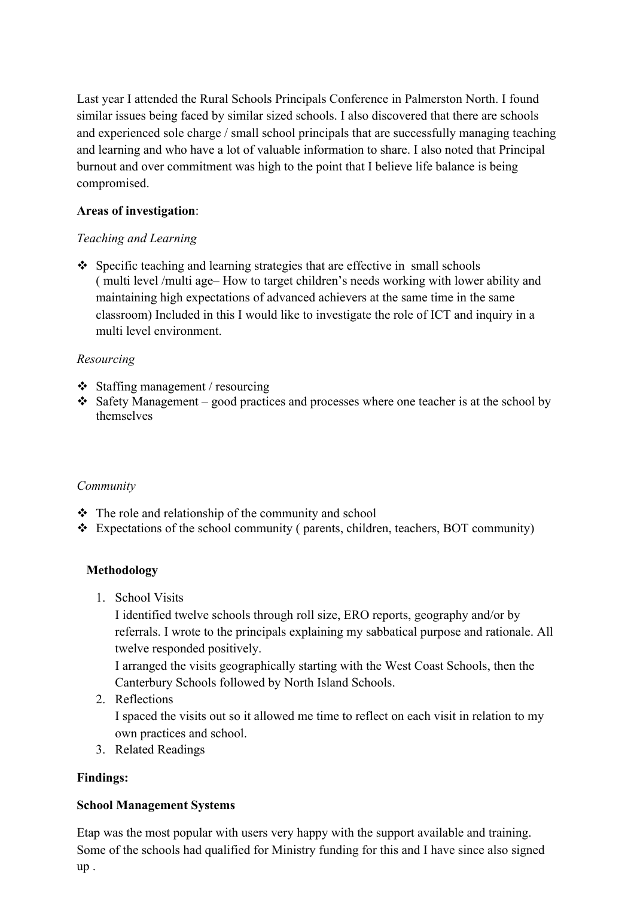Last year I attended the Rural Schools Principals Conference in Palmerston North. I found similar issues being faced by similar sized schools. I also discovered that there are schools and experienced sole charge / small school principals that are successfully managing teaching and learning and who have a lot of valuable information to share. I also noted that Principal burnout and over commitment was high to the point that I believe life balance is being compromised.

**Areas of investigation**:

*Teaching and Learning*

- Specific teaching and learning strategies that are effective in small schools ( multi level /multi age– How to target children's needs working with lower ability and maintaining high expectations of advanced achievers at the same time in the same classroom) Included in this I would like to investigate the role of ICT and inquiry in a multi level environment.

*Resourcing*

- Staffing management / resourcing
- Safety Management – good practices and processes where one teacher is at the school by themselves

*Community*

- The role and relationship of the community and school
- Expectations of the school community ( parents, children, teachers, BOT community)

**Methodology**

1. School Visits
   I identified twelve schools through roll size, ERO reports, geography and/or by referrals. I wrote to the principals explaining my sabbatical purpose and rationale. All twelve responded positively.
   I arranged the visits geographically starting with the West Coast Schools, then the Canterbury Schools followed by North Island Schools.
2. Reflections
   I spaced the visits out so it allowed me time to reflect on each visit in relation to my own practices and school.
3. Related Readings

**Findings:**

**School Management Systems**

Etap was the most popular with users very happy with the support available and training. Some of the schools had qualified for Ministry funding for this and I have since also signed up .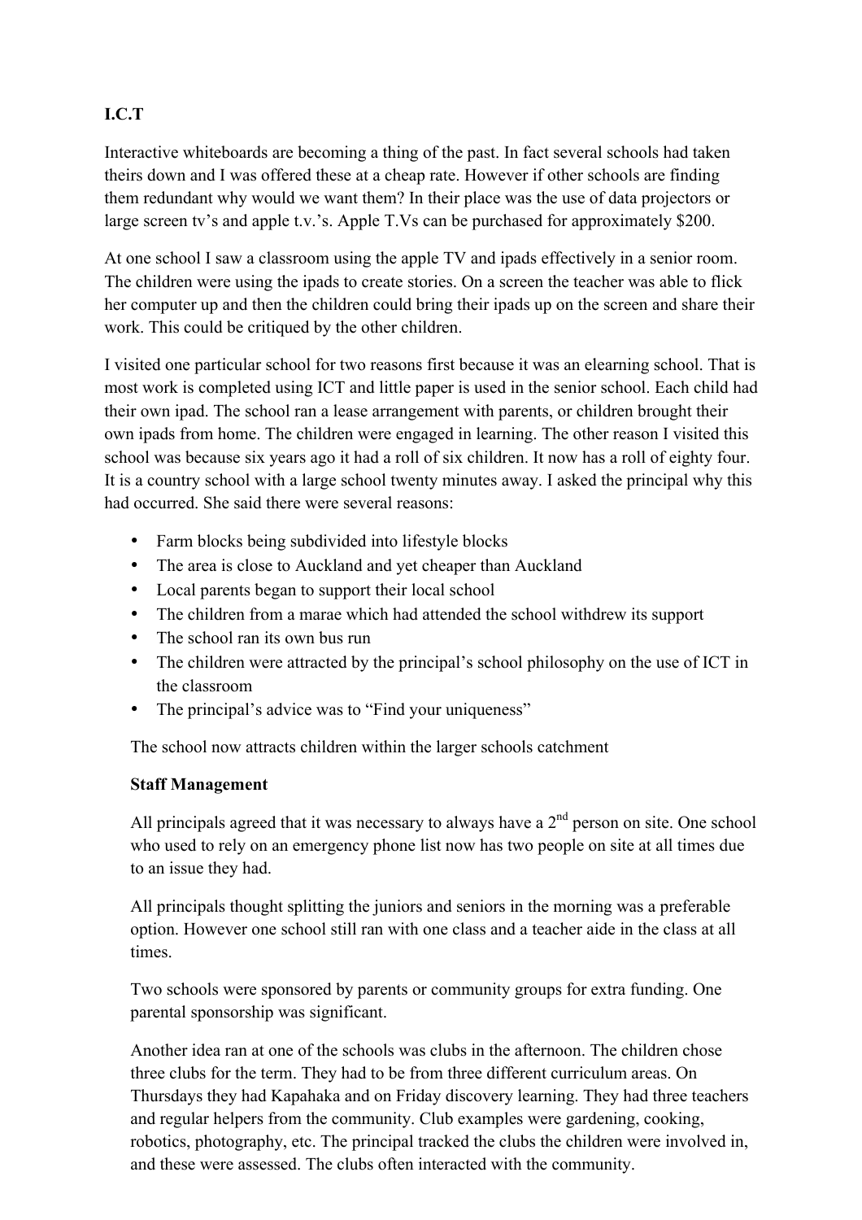**I.C.T**

Interactive whiteboards are becoming a thing of the past. In fact several schools had taken theirs down and I was offered these at a cheap rate. However if other schools are finding them redundant why would we want them? In their place was the use of data projectors or large screen tv's and apple t.v.'s. Apple T.Vs can be purchased for approximately $200.

At one school I saw a classroom using the apple TV and ipads effectively in a senior room. The children were using the ipads to create stories. On a screen the teacher was able to flick her computer up and then the children could bring their ipads up on the screen and share their work. This could be critiqued by the other children.

I visited one particular school for two reasons first because it was an elearning school. That is most work is completed using ICT and little paper is used in the senior school. Each child had their own ipad. The school ran a lease arrangement with parents, or children brought their own ipads from home. The children were engaged in learning. The other reason I visited this school was because six years ago it had a roll of six children. It now has a roll of eighty four. It is a country school with a large school twenty minutes away. I asked the principal why this had occurred. She said there were several reasons:

- Farm blocks being subdivided into lifestyle blocks
- The area is close to Auckland and yet cheaper than Auckland
- Local parents began to support their local school
- The children from a marae which had attended the school withdrew its support
- The school ran its own bus run
- The children were attracted by the principal's school philosophy on the use of ICT in the classroom
- The principal's advice was to "Find your uniqueness"

The school now attracts children within the larger schools catchment

**Staff Management**

All principals agreed that it was necessary to always have a 2nd person on site. One school who used to rely on an emergency phone list now has two people on site at all times due to an issue they had.

All principals thought splitting the juniors and seniors in the morning was a preferable option. However one school still ran with one class and a teacher aide in the class at all times.

Two schools were sponsored by parents or community groups for extra funding. One parental sponsorship was significant.

Another idea ran at one of the schools was clubs in the afternoon. The children chose three clubs for the term. They had to be from three different curriculum areas. On Thursdays they had Kapahaka and on Friday discovery learning. They had three teachers and regular helpers from the community. Club examples were gardening, cooking, robotics, photography, etc. The principal tracked the clubs the children were involved in, and these were assessed. The clubs often interacted with the community.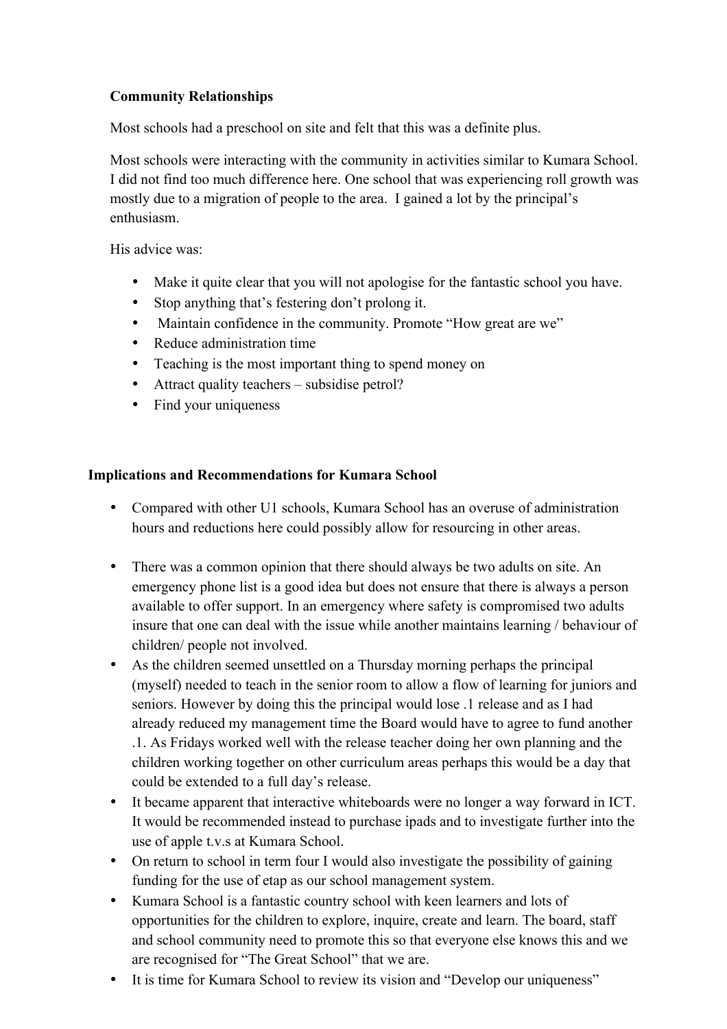### Community Relationships

Most schools had a preschool on site and felt that this was a definite plus.

Most schools were interacting with the community in activities similar to Kumara School. I did not find too much difference here. One school that was experiencing roll growth was mostly due to a migration of people to the area. I gained a lot by the principal's enthusiasm.

His advice was:

- Make it quite clear that you will not apologise for the fantastic school you have.
- Stop anything that's festering don't prolong it.
- Maintain confidence in the community. Promote "How great are we"
- Reduce administration time
- Teaching is the most important thing to spend money on
- Attract quality teachers – subsidise petrol?
- Find your uniqueness

### Implications and Recommendations for Kumara School

- Compared with other U1 schools, Kumara School has an overuse of administration hours and reductions here could possibly allow for resourcing in other areas.
- There was a common opinion that there should always be two adults on site. An emergency phone list is a good idea but does not ensure that there is always a person available to offer support. In an emergency where safety is compromised two adults insure that one can deal with the issue while another maintains learning / behaviour of children/ people not involved.
- As the children seemed unsettled on a Thursday morning perhaps the principal (myself) needed to teach in the senior room to allow a flow of learning for juniors and seniors. However by doing this the principal would lose .1 release and as I had already reduced my management time the Board would have to agree to fund another .1. As Fridays worked well with the release teacher doing her own planning and the children working together on other curriculum areas perhaps this would be a day that could be extended to a full day's release.
- It became apparent that interactive whiteboards were no longer a way forward in ICT. It would be recommended instead to purchase ipads and to investigate further into the use of apple t.v.s at Kumara School.
- On return to school in term four I would also investigate the possibility of gaining funding for the use of etap as our school management system.
- Kumara School is a fantastic country school with keen learners and lots of opportunities for the children to explore, inquire, create and learn. The board, staff and school community need to promote this so that everyone else knows this and we are recognised for "The Great School" that we are.
- It is time for Kumara School to review its vision and "Develop our uniqueness"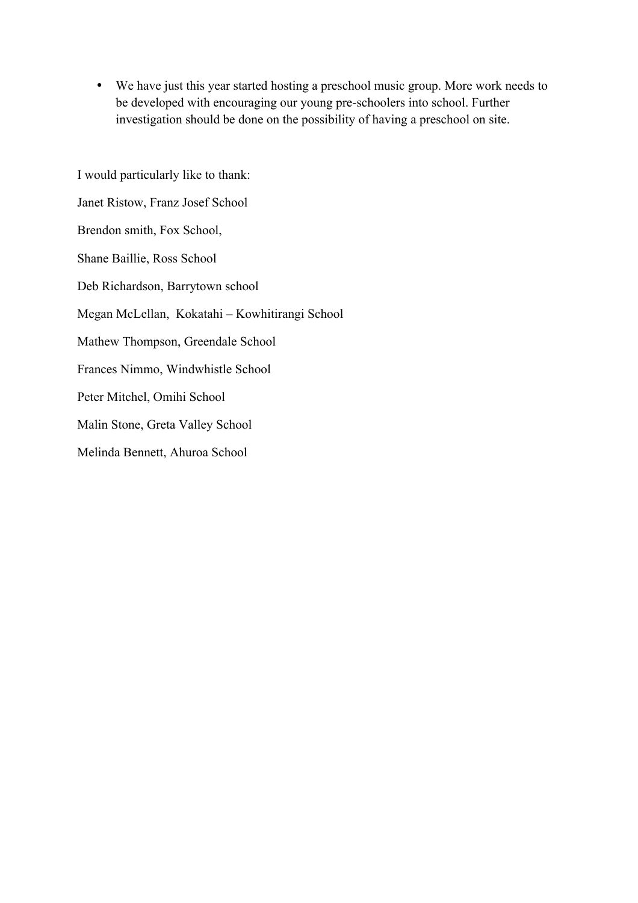- We have just this year started hosting a preschool music group. More work needs to be developed with encouraging our young pre-schoolers into school. Further investigation should be done on the possibility of having a preschool on site.

I would particularly like to thank:

Janet Ristow, Franz Josef School

Brendon smith, Fox School,

Shane Baillie, Ross School

Deb Richardson, Barrytown school

Megan McLellan, Kokatahi – Kowhitirangi School

Mathew Thompson, Greendale School

Frances Nimmo, Windwhistle School

Peter Mitchel, Omihi School

Malin Stone, Greta Valley School

Melinda Bennett, Ahuroa School